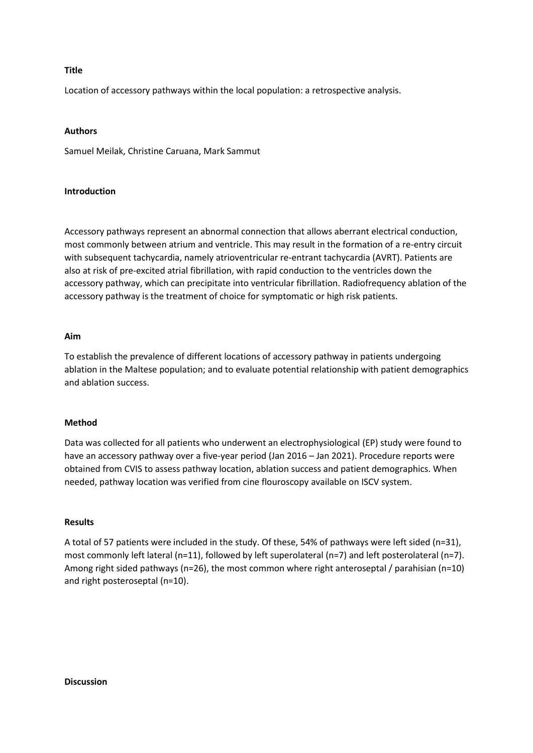**Title**

Location of accessory pathways within the local population: a retrospective analysis.

**Authors**

Samuel Meilak, Christine Caruana, Mark Sammut

**Introduction**

Accessory pathways represent an abnormal connection that allows aberrant electrical conduction, most commonly between atrium and ventricle. This may result in the formation of a re-entry circuit with subsequent tachycardia, namely atrioventricular re-entrant tachycardia (AVRT). Patients are also at risk of pre-excited atrial fibrillation, with rapid conduction to the ventricles down the accessory pathway, which can precipitate into ventricular fibrillation. Radiofrequency ablation of the accessory pathway is the treatment of choice for symptomatic or high risk patients.

**Aim**

To establish the prevalence of different locations of accessory pathway in patients undergoing ablation in the Maltese population; and to evaluate potential relationship with patient demographics and ablation success.

**Method**

Data was collected for all patients who underwent an electrophysiological (EP) study were found to have an accessory pathway over a five-year period (Jan 2016 – Jan 2021). Procedure reports were obtained from CVIS to assess pathway location, ablation success and patient demographics. When needed, pathway location was verified from cine flouroscopy available on ISCV system.

**Results**

A total of 57 patients were included in the study. Of these, 54% of pathways were left sided (n=31), most commonly left lateral (n=11), followed by left superolateral (n=7) and left posterolateral (n=7). Among right sided pathways (n=26), the most common where right anteroseptal / parahisian (n=10) and right posteroseptal (n=10).

**Discussion**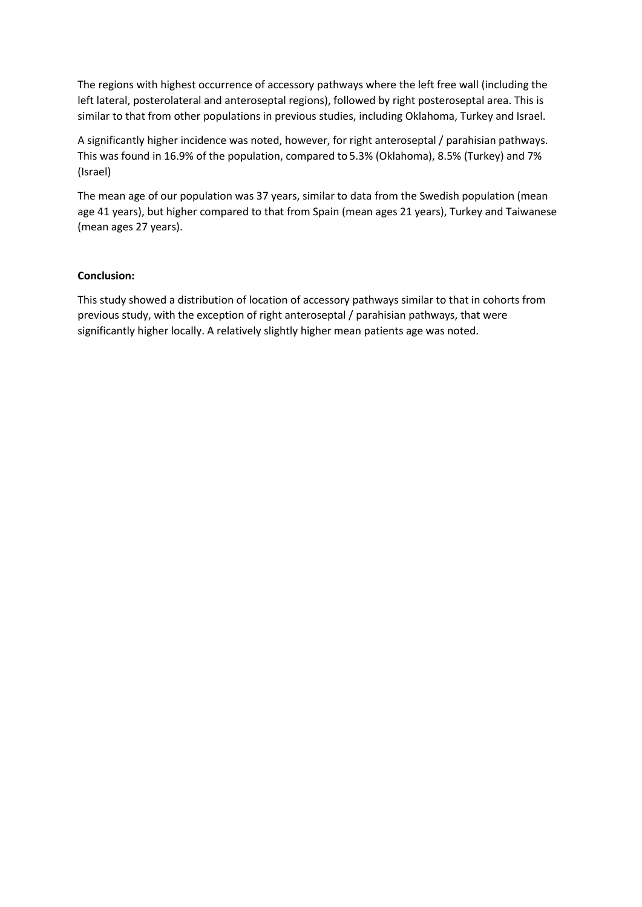The regions with highest occurrence of accessory pathways where the left free wall (including the left lateral, posterolateral and anteroseptal regions), followed by right posteroseptal area. This is similar to that from other populations in previous studies, including Oklahoma, Turkey and Israel.

A significantly higher incidence was noted, however, for right anteroseptal / parahisian pathways. This was found in 16.9% of the population, compared to 5.3% (Oklahoma), 8.5% (Turkey) and 7% (Israel)

The mean age of our population was 37 years, similar to data from the Swedish population (mean age 41 years), but higher compared to that from Spain (mean ages 21 years), Turkey and Taiwanese (mean ages 27 years).

**Conclusion:**

This study showed a distribution of location of accessory pathways similar to that in cohorts from previous study, with the exception of right anteroseptal / parahisian pathways, that were significantly higher locally. A relatively slightly higher mean patients age was noted.